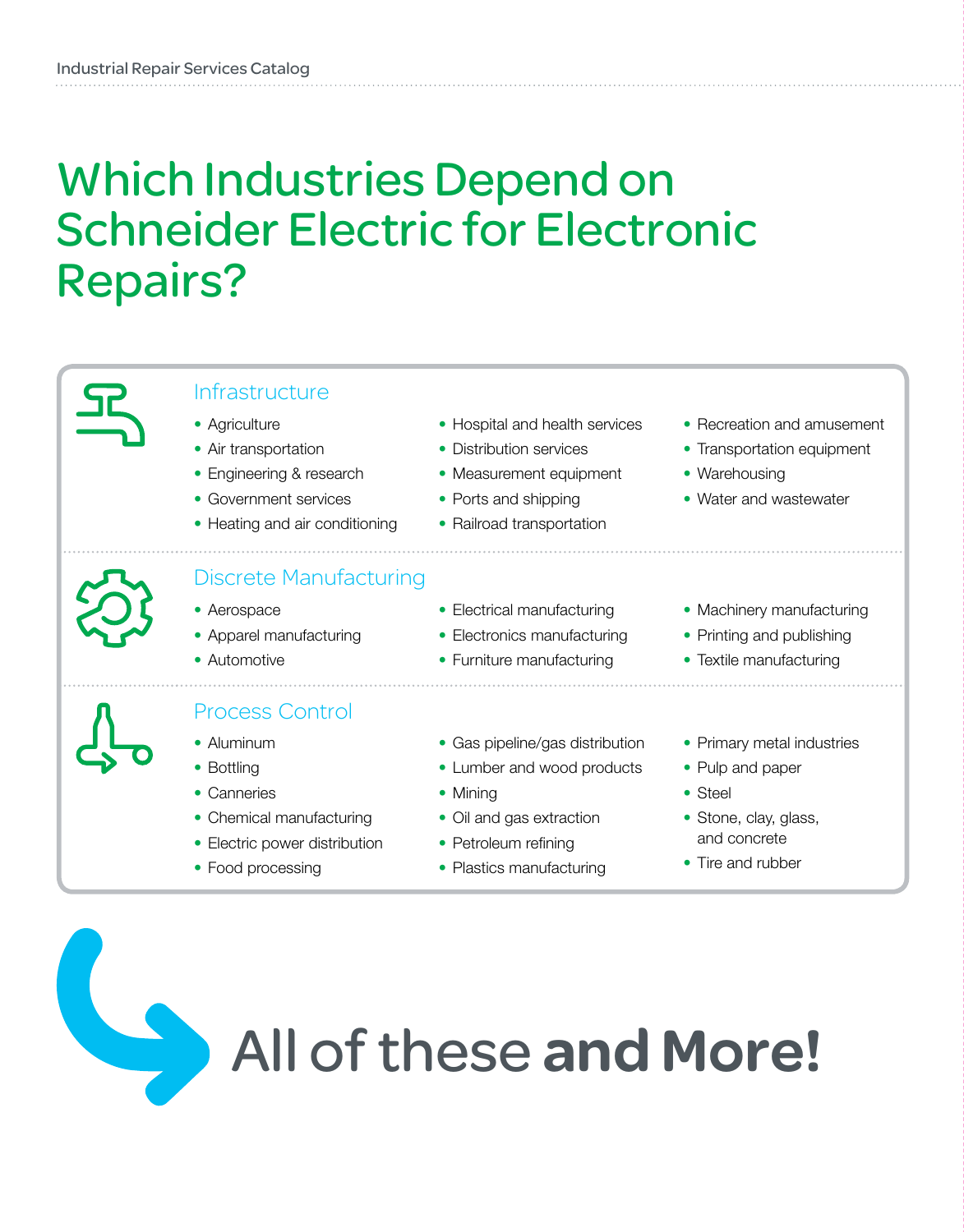# Which Industries Depend on Schneider Electric for Electronic Repairs?

## Infrastructure

- Agriculture
- Air transportation
- Engineering & research
- Government services
- Heating and air conditioning
- Hospital and health services
- Distribution services
- Measurement equipment
- Ports and shipping
- Railroad transportation
- Recreation and amusement
- Transportation equipment
- Warehousing
- Water and wastewater

## Discrete Manufacturing

- Aerospace
- Apparel manufacturing
- Automotive
- Electrical manufacturing
- Electronics manufacturing
- Furniture manufacturing
- Machinery manufacturing
- Printing and publishing
- Textile manufacturing

## Process Control

- Aluminum
- Bottling
- Canneries
- Chemical manufacturing
- Electric power distribution
- Food processing
- Gas pipeline/gas distribution
- Lumber and wood products
- Mining
- Oil and gas extraction
- Petroleum refining
- Plastics manufacturing
- Primary metal industries
- Pulp and paper
- Steel
- Stone, clay, glass, and concrete
- Tire and rubber

# All of these **and More!**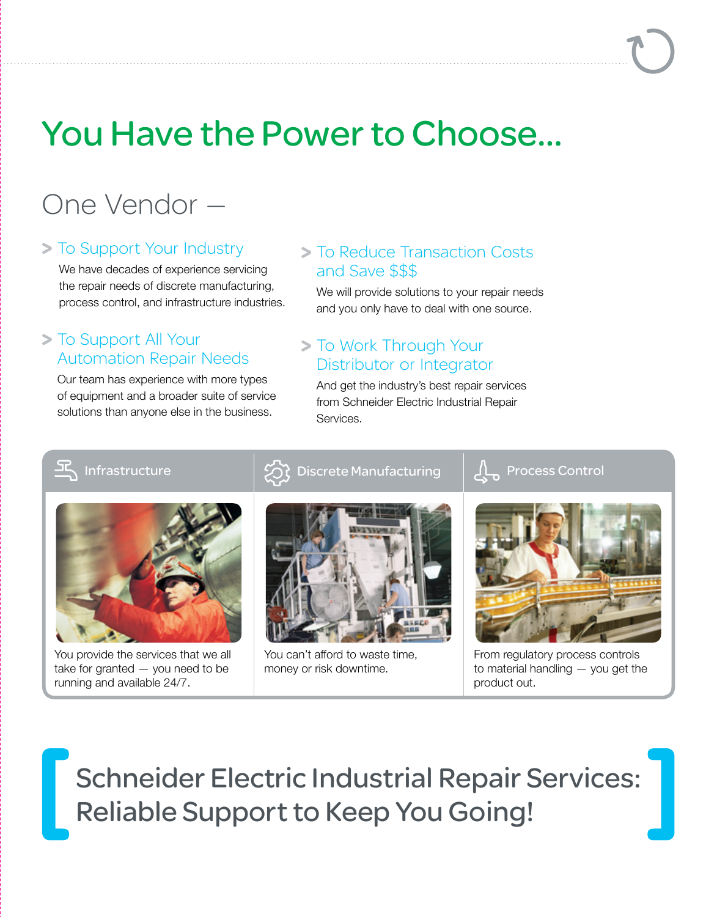# You Have the Power to Choose...

## One Vendor –

### > To Support Your Industry

We have decades of experience servicing the repair needs of discrete manufacturing, process control, and infrastructure industries.

### > To Support All Your Automation Repair Needs

Our team has experience with more types of equipment and a broader suite of service solutions than anyone else in the business.

### > To Reduce Transaction Costs and Save $$$

We will provide solutions to your repair needs and you only have to deal with one source.

### > To Work Through Your Distributor or Integrator

And get the industry's best repair services from Schneider Electric Industrial Repair Services.

| Infrastructure | Discrete Manufacturing | Process Control |
| --- | --- | --- |
| You provide the services that we all take for granted — you need to be running and available 24/7. | You can't afford to waste time, money or risk downtime. | From regulatory process controls to material handling — you get the product out. |

## [ Schneider Electric Industrial Repair Services: Reliable Support to Keep You Going! ]